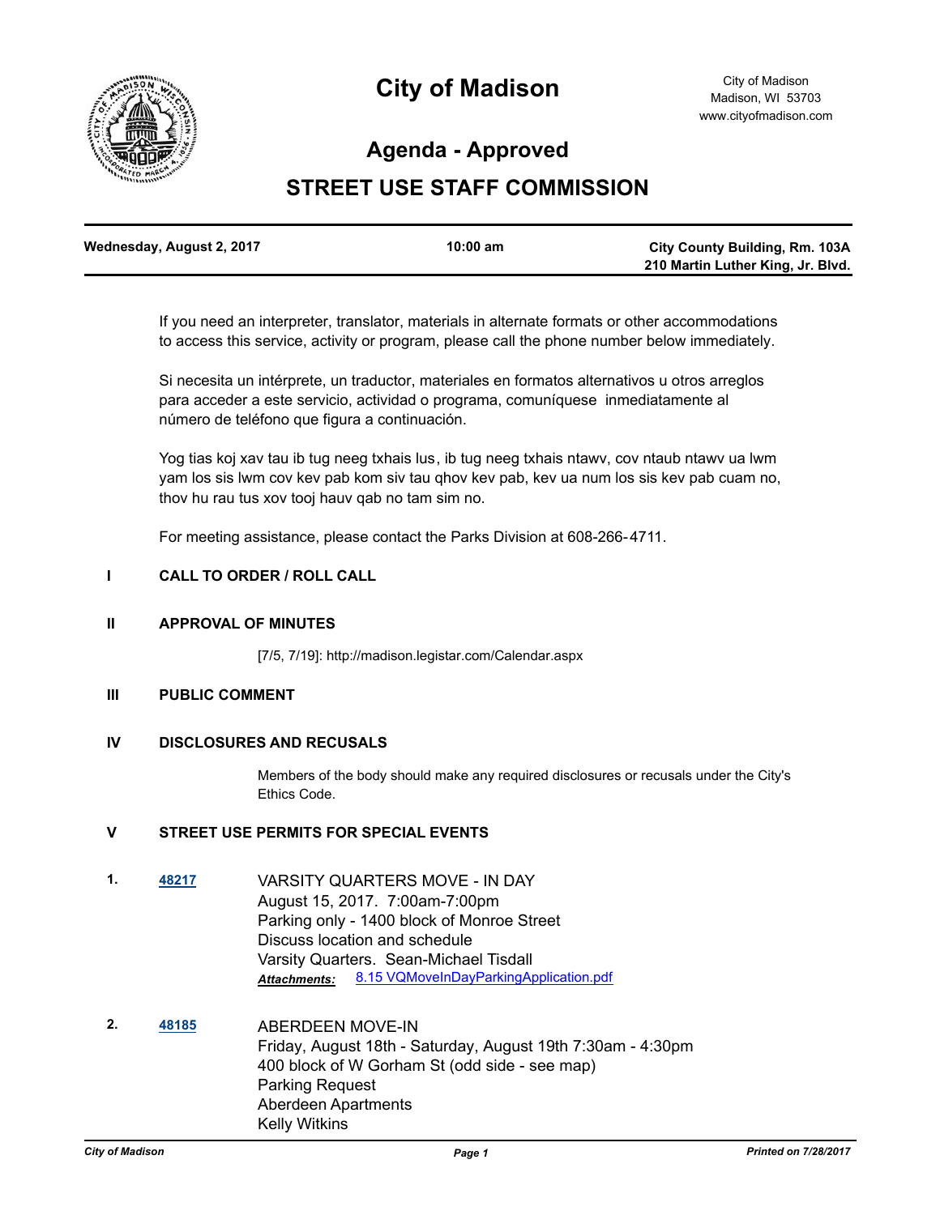# City of Madison

City of Madison
Madison, WI 53703
www.cityofmadison.com

## Agenda - Approved

## STREET USE STAFF COMMISSION

| Wednesday, August 2, 2017 | 10:00 am | City County Building, Rm. 103A<br>210 Martin Luther King, Jr. Blvd. |
|---|---|---|

If you need an interpreter, translator, materials in alternate formats or other accommodations to access this service, activity or program, please call the phone number below immediately.

Si necesita un intérprete, un traductor, materiales en formatos alternativos u otros arreglos para acceder a este servicio, actividad o programa, comuníquese inmediatamente al número de teléfono que figura a continuación.

Yog tias koj xav tau ib tug neeg txhais lus, ib tug neeg txhais ntawv, cov ntaub ntawv ua lwm yam los sis lwm cov kev pab kom siv tau qhov kev pab, kev ua num los sis kev pab cuam no, thov hu rau tus xov tooj hauv qab no tam sim no.

For meeting assistance, please contact the Parks Division at 608-266-4711.

**I CALL TO ORDER / ROLL CALL**

**II APPROVAL OF MINUTES**

[7/5, 7/19]: http://madison.legistar.com/Calendar.aspx

**III PUBLIC COMMENT**

**IV DISCLOSURES AND RECUSALS**

Members of the body should make any required disclosures or recusals under the City's Ethics Code.

**V STREET USE PERMITS FOR SPECIAL EVENTS**

**1.** 48217

VARSITY QUARTERS MOVE - IN DAY
August 15, 2017. 7:00am-7:00pm
Parking only - 1400 block of Monroe Street
Discuss location and schedule
Varsity Quarters. Sean-Michael Tisdall

***Attachments:*** 8.15 VQMoveInDayParkingApplication.pdf

**2.** 48185

ABERDEEN MOVE-IN
Friday, August 18th - Saturday, August 19th 7:30am - 4:30pm
400 block of W Gorham St (odd side - see map)
Parking Request
Aberdeen Apartments
Kelly Witkins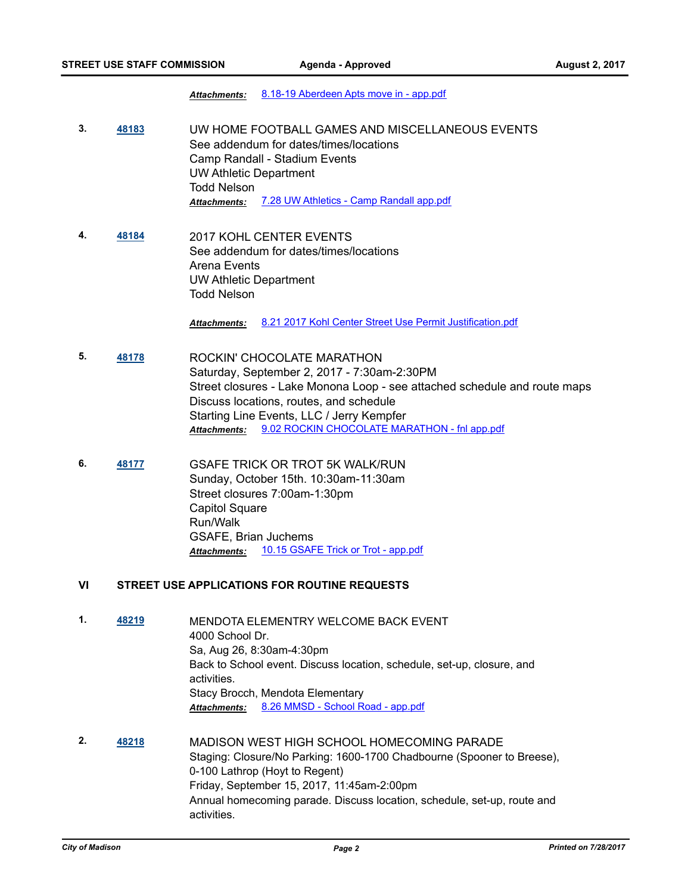*Attachments:* 8.18-19 Aberdeen Apts move in - app.pdf

3. **48183** UW HOME FOOTBALL GAMES AND MISCELLANEOUS EVENTS
See addendum for dates/times/locations
Camp Randall - Stadium Events
UW Athletic Department
Todd Nelson
*Attachments:* 7.28 UW Athletics - Camp Randall app.pdf

4. **48184** 2017 KOHL CENTER EVENTS
See addendum for dates/times/locations
Arena Events
UW Athletic Department
Todd Nelson
*Attachments:* 8.21 2017 Kohl Center Street Use Permit Justification.pdf

5. **48178** ROCKIN' CHOCOLATE MARATHON
Saturday, September 2, 2017 - 7:30am-2:30PM
Street closures - Lake Monona Loop - see attached schedule and route maps
Discuss locations, routes, and schedule
Starting Line Events, LLC / Jerry Kempfer
*Attachments:* 9.02 ROCKIN CHOCOLATE MARATHON - fnl app.pdf

6. **48177** GSAFE TRICK OR TROT 5K WALK/RUN
Sunday, October 15th. 10:30am-11:30am
Street closures 7:00am-1:30pm
Capitol Square
Run/Walk
GSAFE, Brian Juchems
*Attachments:* 10.15 GSAFE Trick or Trot - app.pdf

## VI STREET USE APPLICATIONS FOR ROUTINE REQUESTS

1. **48219** MENDOTA ELEMENTRY WELCOME BACK EVENT
4000 School Dr.
Sa, Aug 26, 8:30am-4:30pm
Back to School event. Discuss location, schedule, set-up, closure, and activities.
Stacy Brocch, Mendota Elementary
*Attachments:* 8.26 MMSD - School Road - app.pdf

2. **48218** MADISON WEST HIGH SCHOOL HOMECOMING PARADE
Staging: Closure/No Parking: 1600-1700 Chadbourne (Spooner to Breese), 0-100 Lathrop (Hoyt to Regent)
Friday, September 15, 2017, 11:45am-2:00pm
Annual homecoming parade. Discuss location, schedule, set-up, route and activities.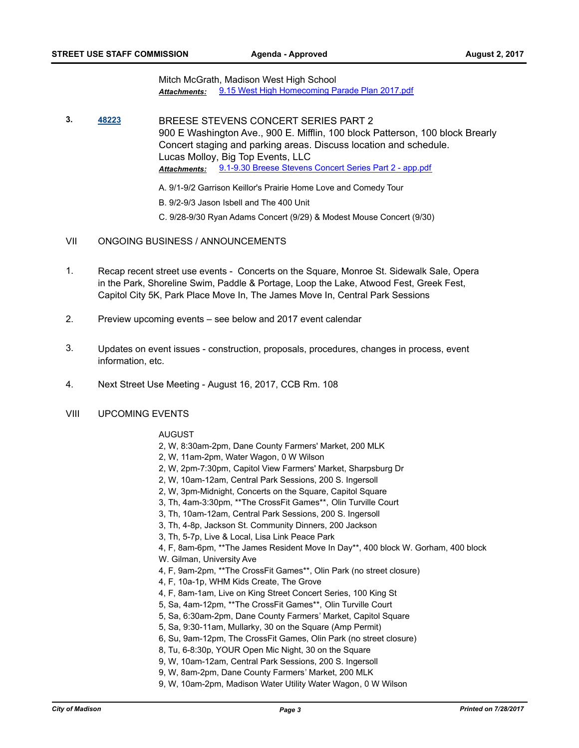Mitch McGrath, Madison West High School

***Attachments:*** [9.15 West High Homecoming Parade Plan 2017.pdf]

**3.** **[48223]** BREESE STEVENS CONCERT SERIES PART 2

900 E Washington Ave., 900 E. Mifflin, 100 block Patterson, 100 block Brearly

Concert staging and parking areas. Discuss location and schedule.

Lucas Molloy, Big Top Events, LLC

***Attachments:*** [9.1-9.30 Breese Stevens Concert Series Part 2 - app.pdf]

A. 9/1-9/2 Garrison Keillor's Prairie Home Love and Comedy Tour

B. 9/2-9/3 Jason Isbell and The 400 Unit

C. 9/28-9/30 Ryan Adams Concert (9/29) & Modest Mouse Concert (9/30)

## VII ONGOING BUSINESS / ANNOUNCEMENTS

1. Recap recent street use events - Concerts on the Square, Monroe St. Sidewalk Sale, Opera in the Park, Shoreline Swim, Paddle & Portage, Loop the Lake, Atwood Fest, Greek Fest, Capitol City 5K, Park Place Move In, The James Move In, Central Park Sessions

2. Preview upcoming events – see below and 2017 event calendar

3. Updates on event issues - construction, proposals, procedures, changes in process, event information, etc.

4. Next Street Use Meeting - August 16, 2017, CCB Rm. 108

## VIII UPCOMING EVENTS

AUGUST

2, W, 8:30am-2pm, Dane County Farmers' Market, 200 MLK

2, W, 11am-2pm, Water Wagon, 0 W Wilson

2, W, 2pm-7:30pm, Capitol View Farmers' Market, Sharpsburg Dr

2, W, 10am-12am, Central Park Sessions, 200 S. Ingersoll

2, W, 3pm-Midnight, Concerts on the Square, Capitol Square

3, Th, 4am-3:30pm, **The CrossFit Games**, Olin Turville Court

3, Th, 10am-12am, Central Park Sessions, 200 S. Ingersoll

3, Th, 4-8p, Jackson St. Community Dinners, 200 Jackson

3, Th, 5-7p, Live & Local, Lisa Link Peace Park

4, F, 8am-6pm, **The James Resident Move In Day**, 400 block W. Gorham, 400 block W. Gilman, University Ave

4, F, 9am-2pm, **The CrossFit Games**, Olin Park (no street closure)

4, F, 10a-1p, WHM Kids Create, The Grove

4, F, 8am-1am, Live on King Street Concert Series, 100 King St

5, Sa, 4am-12pm, **The CrossFit Games**, Olin Turville Court

5, Sa, 6:30am-2pm, Dane County Farmers' Market, Capitol Square

5, Sa, 9:30-11am, Mullarky, 30 on the Square (Amp Permit)

6, Su, 9am-12pm, The CrossFit Games, Olin Park (no street closure)

8, Tu, 6-8:30p, YOUR Open Mic Night, 30 on the Square

9, W, 10am-12am, Central Park Sessions, 200 S. Ingersoll

9, W, 8am-2pm, Dane County Farmers' Market, 200 MLK

9, W, 10am-2pm, Madison Water Utility Water Wagon, 0 W Wilson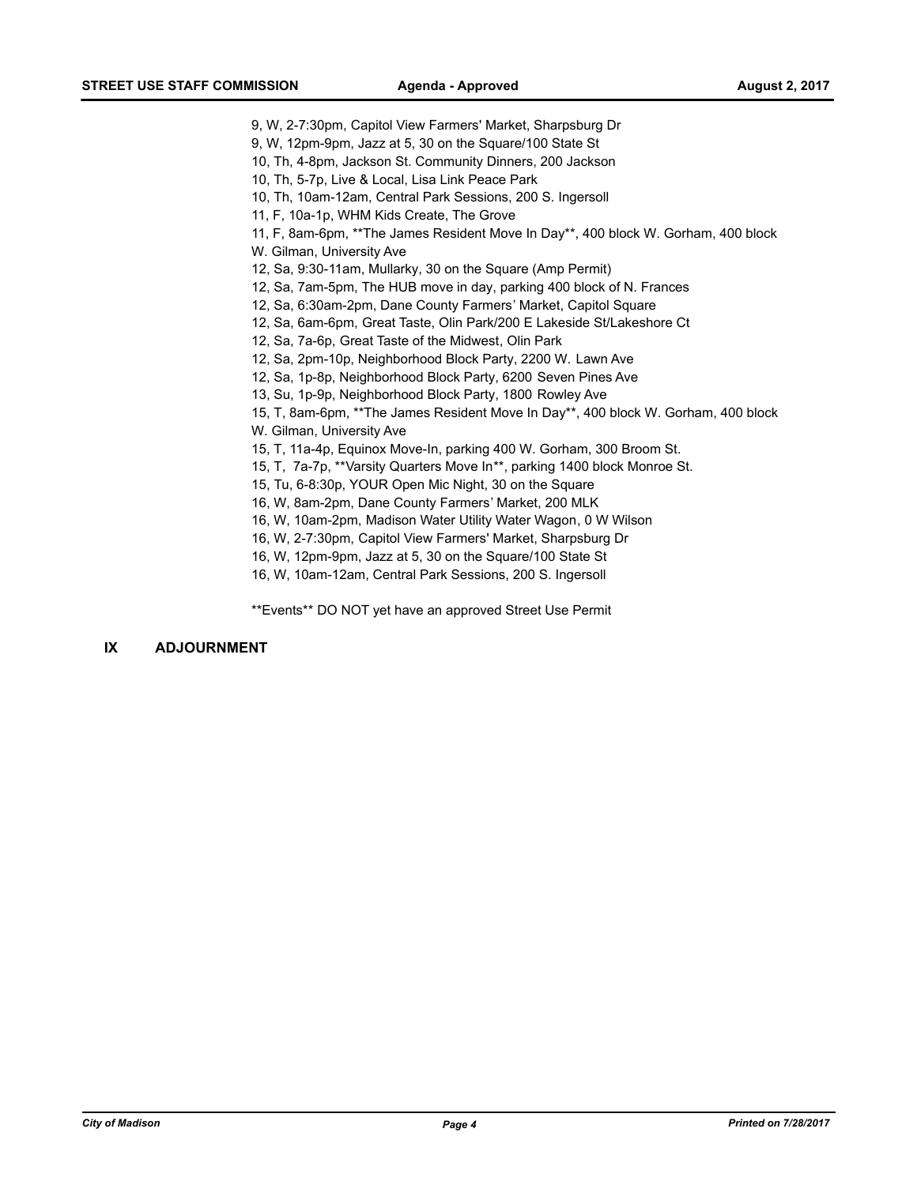9, W, 2-7:30pm, Capitol View Farmers' Market, Sharpsburg Dr
9, W, 12pm-9pm, Jazz at 5, 30 on the Square/100 State St
10, Th, 4-8pm, Jackson St. Community Dinners, 200 Jackson
10, Th, 5-7p, Live & Local, Lisa Link Peace Park
10, Th, 10am-12am, Central Park Sessions, 200 S. Ingersoll
11, F, 10a-1p, WHM Kids Create, The Grove
11, F, 8am-6pm, **The James Resident Move In Day**, 400 block W. Gorham, 400 block W. Gilman, University Ave
12, Sa, 9:30-11am, Mullarky, 30 on the Square (Amp Permit)
12, Sa, 7am-5pm, The HUB move in day, parking 400 block of N. Frances
12, Sa, 6:30am-2pm, Dane County Farmers' Market, Capitol Square
12, Sa, 6am-6pm, Great Taste, Olin Park/200 E Lakeside St/Lakeshore Ct
12, Sa, 7a-6p, Great Taste of the Midwest, Olin Park
12, Sa, 2pm-10p, Neighborhood Block Party, 2200 W. Lawn Ave
12, Sa, 1p-8p, Neighborhood Block Party, 6200 Seven Pines Ave
13, Su, 1p-9p, Neighborhood Block Party, 1800 Rowley Ave
15, T, 8am-6pm, **The James Resident Move In Day**, 400 block W. Gorham, 400 block W. Gilman, University Ave
15, T, 11a-4p, Equinox Move-In, parking 400 W. Gorham, 300 Broom St.
15, T, 7a-7p, **Varsity Quarters Move In**, parking 1400 block Monroe St.
15, Tu, 6-8:30p, YOUR Open Mic Night, 30 on the Square
16, W, 8am-2pm, Dane County Farmers' Market, 200 MLK
16, W, 10am-2pm, Madison Water Utility Water Wagon, 0 W Wilson
16, W, 2-7:30pm, Capitol View Farmers' Market, Sharpsburg Dr
16, W, 12pm-9pm, Jazz at 5, 30 on the Square/100 State St
16, W, 10am-12am, Central Park Sessions, 200 S. Ingersoll

**Events** DO NOT yet have an approved Street Use Permit

## IX ADJOURNMENT